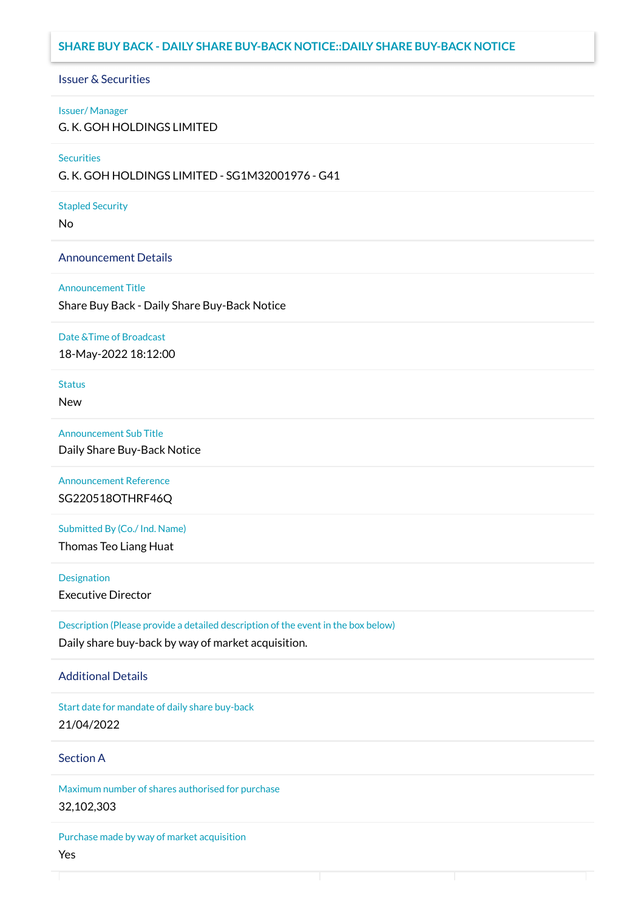# SHARE BUY BACK - DAILY SHARE BUY-BACK NOTICE::DAILY SHARE BUY-BACK NOTICE

## Issuer & Securities

**Issuer/ Manager**
G. K. GOH HOLDINGS LIMITED

**Securities**
G. K. GOH HOLDINGS LIMITED - SG1M32001976 - G41

**Stapled Security**
No

## Announcement Details

**Announcement Title**
Share Buy Back - Daily Share Buy-Back Notice

**Date &Time of Broadcast**
18-May-2022 18:12:00

**Status**
New

**Announcement Sub Title**
Daily Share Buy-Back Notice

**Announcement Reference**
SG220518OTHRF46Q

**Submitted By (Co./ Ind. Name)**
Thomas Teo Liang Huat

**Designation**
Executive Director

**Description (Please provide a detailed description of the event in the box below)**
Daily share buy-back by way of market acquisition.

## Additional Details

**Start date for mandate of daily share buy-back**
21/04/2022

## Section A

**Maximum number of shares authorised for purchase**
32,102,303

**Purchase made by way of market acquisition**
Yes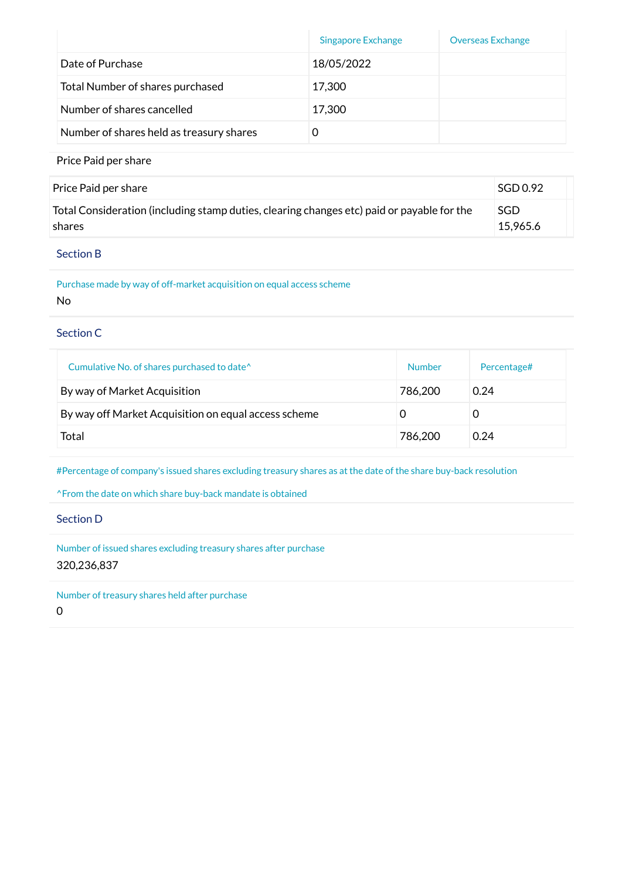| | Singapore Exchange | Overseas Exchange |
|---|---|---|
| Date of Purchase | 18/05/2022 | |
| Total Number of shares purchased | 17,300 | |
| Number of shares cancelled | 17,300 | |
| Number of shares held as treasury shares | 0 | |

Price Paid per share

| | |
|---|---|
| Price Paid per share | SGD 0.92 |
| Total Consideration (including stamp duties, clearing changes etc) paid or payable for the shares | SGD 15,965.6 |

## Section B

Purchase made by way of off-market acquisition on equal access scheme

No

## Section C

| Cumulative No. of shares purchased to date^ | Number | Percentage# |
|---|---|---|
| By way of Market Acquisition | 786,200 | 0.24 |
| By way off Market Acquisition on equal access scheme | 0 | 0 |
| Total | 786,200 | 0.24 |

#Percentage of company's issued shares excluding treasury shares as at the date of the share buy-back resolution

^From the date on which share buy-back mandate is obtained

## Section D

Number of issued shares excluding treasury shares after purchase

320,236,837

Number of treasury shares held after purchase

0